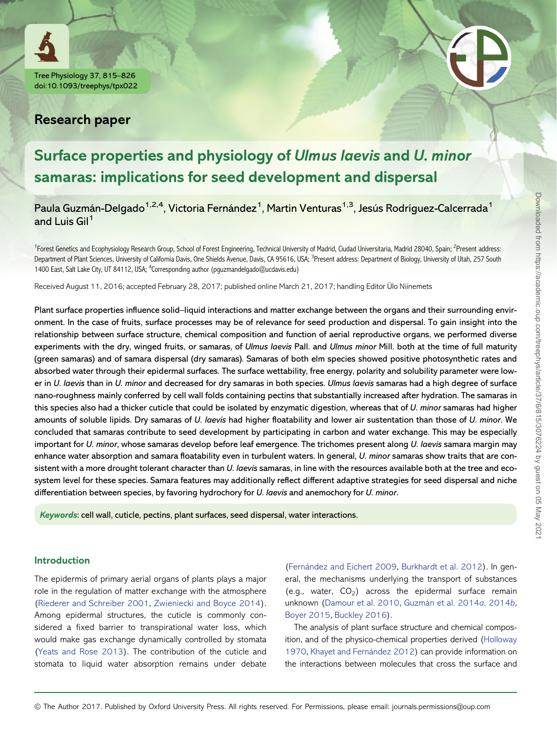Research paper

# Surface properties and physiology of *Ulmus laevis* and *U. minor* samaras: implications for seed development and dispersal

Paula Guzmán-Delgado[1,2,4], Victoria Fernández[1], Martin Venturas[1,3], Jesús Rodríguez-Calcerrada[1] and Luis Gil[1]

[1]Forest Genetics and Ecophysiology Research Group, School of Forest Engineering, Technical University of Madrid, Ciudad Universitaria, Madrid 28040, Spain; [2]Present address: Department of Plant Sciences, University of California Davis, One Shields Avenue, Davis, CA 95616, USA; [3]Present address: Department of Biology, University of Utah, 257 South 1400 East, Salt Lake City, UT 84112, USA; [4]Corresponding author (pguzmandelgado@ucdavis.edu)

Received August 11, 2016; accepted February 28, 2017; published online March 21, 2017; handling Editor Ülo Niinemets

**Plant surface properties influence solid–liquid interactions and matter exchange between the organs and their surrounding environment. In the case of fruits, surface processes may be of relevance for seed production and dispersal. To gain insight into the relationship between surface structure, chemical composition and function of aerial reproductive organs, we performed diverse experiments with the dry, winged fruits, or samaras, of *Ulmus laevis* Pall. and *Ulmus minor* Mill. both at the time of full maturity (green samaras) and of samara dispersal (dry samaras). Samaras of both elm species showed positive photosynthetic rates and absorbed water through their epidermal surfaces. The surface wettability, free energy, polarity and solubility parameter were lower in *U. laevis* than in *U. minor* and decreased for dry samaras in both species. *Ulmus laevis* samaras had a high degree of surface nano-roughness mainly conferred by cell wall folds containing pectins that substantially increased after hydration. The samaras in this species also had a thicker cuticle that could be isolated by enzymatic digestion, whereas that of *U. minor* samaras had higher amounts of soluble lipids. Dry samaras of *U. laevis* had higher floatability and lower air sustentation than those of *U. minor*. We concluded that samaras contribute to seed development by participating in carbon and water exchange. This may be especially important for *U. minor*, whose samaras develop before leaf emergence. The trichomes present along *U. laevis* samara margin may enhance water absorption and samara floatability even in turbulent waters. In general, *U. minor* samaras show traits that are consistent with a more drought tolerant character than *U. laevis* samaras, in line with the resources available both at the tree and ecosystem level for these species. Samara features may additionally reflect different adaptive strategies for seed dispersal and niche differentiation between species, by favoring hydrochory for *U. laevis* and anemochory for *U. minor*.**

***Keywords*: cell wall, cuticle, pectins, plant surfaces, seed dispersal, water interactions.**

## Introduction

The epidermis of primary aerial organs of plants plays a major role in the regulation of matter exchange with the atmosphere (Riederer and Schreiber 2001, Zwieniecki and Boyce 2014). Among epidermal structures, the cuticle is commonly considered a fixed barrier to transpirational water loss, which would make gas exchange dynamically controlled by stomata (Yeats and Rose 2013). The contribution of the cuticle and stomata to liquid water absorption remains under debate (Fernández and Eichert 2009, Burkhardt et al. 2012). In general, the mechanisms underlying the transport of substances (e.g., water, $CO_2$) across the epidermal surface remain unknown (Damour et al. 2010, Guzmán et al. 2014*a*, 2014*b*, Boyer 2015, Buckley 2016).

The analysis of plant surface structure and chemical composition, and of the physico-chemical properties derived (Holloway 1970, Khayet and Fernández 2012) can provide information on the interactions between molecules that cross the surface and

© The Author 2017. Published by Oxford University Press. All rights reserved. For Permissions, please email: journals.permissions@oup.com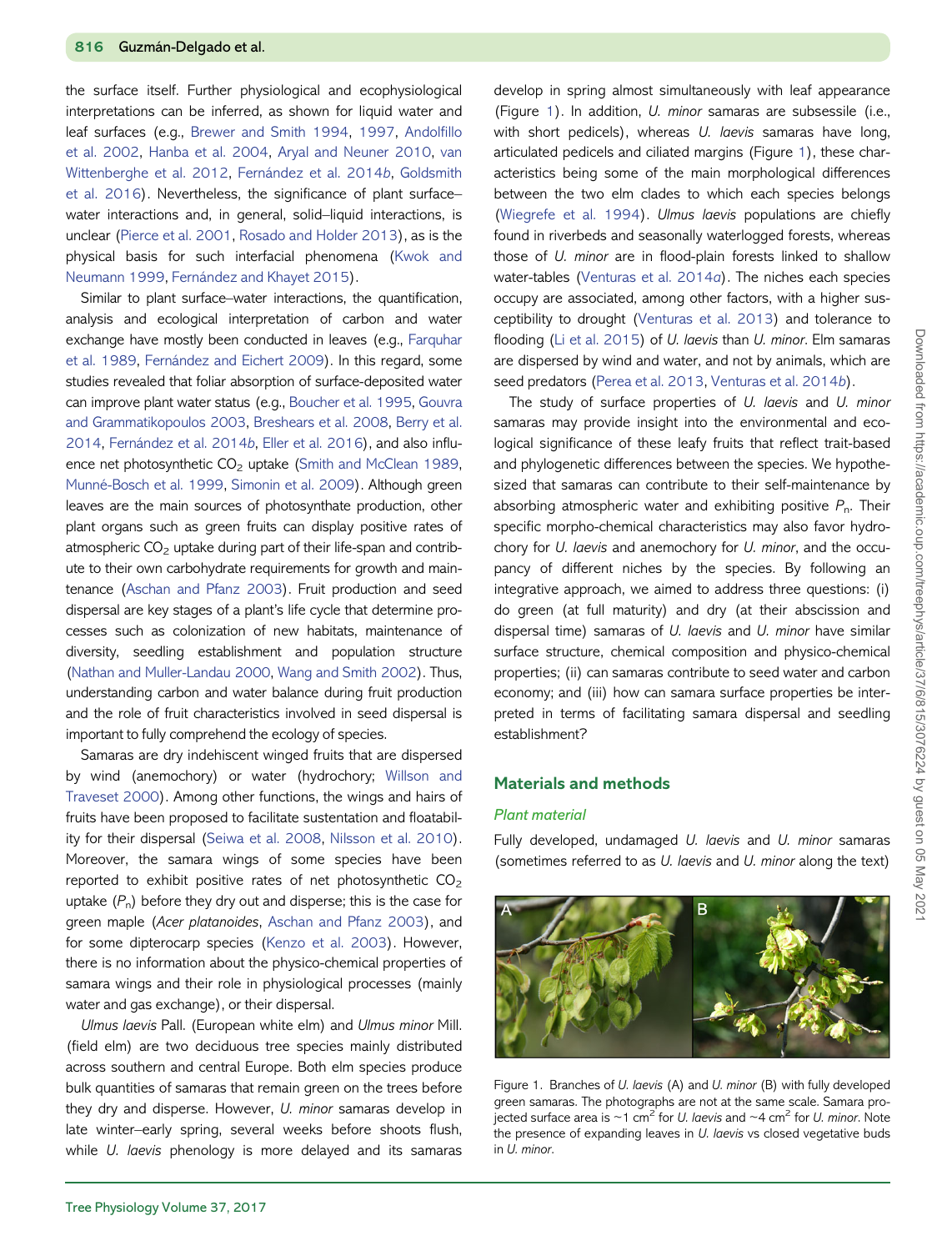the surface itself. Further physiological and ecophysiological interpretations can be inferred, as shown for liquid water and leaf surfaces (e.g., Brewer and Smith 1994, 1997, Andolfillo et al. 2002, Hanba et al. 2004, Aryal and Neuner 2010, van Wittenberghe et al. 2012, Fernández et al. 2014*b*, Goldsmith et al. 2016). Nevertheless, the significance of plant surface–water interactions and, in general, solid–liquid interactions, is unclear (Pierce et al. 2001, Rosado and Holder 2013), as is the physical basis for such interfacial phenomena (Kwok and Neumann 1999, Fernández and Khayet 2015).

Similar to plant surface–water interactions, the quantification, analysis and ecological interpretation of carbon and water exchange have mostly been conducted in leaves (e.g., Farquhar et al. 1989, Fernández and Eichert 2009). In this regard, some studies revealed that foliar absorption of surface-deposited water can improve plant water status (e.g., Boucher et al. 1995, Gouvra and Grammatikopoulos 2003, Breshears et al. 2008, Berry et al. 2014, Fernández et al. 2014*b*, Eller et al. 2016), and also influence net photosynthetic $CO_2$ uptake (Smith and McClean 1989, Munné-Bosch et al. 1999, Simonin et al. 2009). Although green leaves are the main sources of photosynthate production, other plant organs such as green fruits can display positive rates of atmospheric $CO_2$ uptake during part of their life-span and contribute to their own carbohydrate requirements for growth and maintenance (Aschan and Pfanz 2003). Fruit production and seed dispersal are key stages of a plant's life cycle that determine processes such as colonization of new habitats, maintenance of diversity, seedling establishment and population structure (Nathan and Muller-Landau 2000, Wang and Smith 2002). Thus, understanding carbon and water balance during fruit production and the role of fruit characteristics involved in seed dispersal is important to fully comprehend the ecology of species.

Samaras are dry indehiscent winged fruits that are dispersed by wind (anemochory) or water (hydrochory; Willson and Traveset 2000). Among other functions, the wings and hairs of fruits have been proposed to facilitate sustentation and floatability for their dispersal (Seiwa et al. 2008, Nilsson et al. 2010). Moreover, the samara wings of some species have been reported to exhibit positive rates of net photosynthetic $CO_2$ uptake ($P_n$) before they dry out and disperse; this is the case for green maple (*Acer platanoides*, Aschan and Pfanz 2003), and for some dipterocarp species (Kenzo et al. 2003). However, there is no information about the physico-chemical properties of samara wings and their role in physiological processes (mainly water and gas exchange), or their dispersal.

*Ulmus laevis* Pall. (European white elm) and *Ulmus minor* Mill. (field elm) are two deciduous tree species mainly distributed across southern and central Europe. Both elm species produce bulk quantities of samaras that remain green on the trees before they dry and disperse. However, *U. minor* samaras develop in late winter–early spring, several weeks before shoots flush, while *U. laevis* phenology is more delayed and its samaras develop in spring almost simultaneously with leaf appearance (Figure 1). In addition, *U. minor* samaras are subsessile (i.e., with short pedicels), whereas *U. laevis* samaras have long, articulated pedicels and ciliated margins (Figure 1), these characteristics being some of the main morphological differences between the two elm clades to which each species belongs (Wiegrefe et al. 1994). *Ulmus laevis* populations are chiefly found in riverbeds and seasonally waterlogged forests, whereas those of *U. minor* are in flood-plain forests linked to shallow water-tables (Venturas et al. 2014*a*). The niches each species occupy are associated, among other factors, with a higher susceptibility to drought (Venturas et al. 2013) and tolerance to flooding (Li et al. 2015) of *U. laevis* than *U. minor*. Elm samaras are dispersed by wind and water, and not by animals, which are seed predators (Perea et al. 2013, Venturas et al. 2014*b*).

The study of surface properties of *U. laevis* and *U. minor* samaras may provide insight into the environmental and ecological significance of these leafy fruits that reflect trait-based and phylogenetic differences between the species. We hypothesized that samaras can contribute to their self-maintenance by absorbing atmospheric water and exhibiting positive $P_n$. Their specific morpho-chemical characteristics may also favor hydrochory for *U. laevis* and anemochory for *U. minor*, and the occupancy of different niches by the species. By following an integrative approach, we aimed to address three questions: (i) do green (at full maturity) and dry (at their abscission and dispersal time) samaras of *U. laevis* and *U. minor* have similar surface structure, chemical composition and physico-chemical properties; (ii) can samaras contribute to seed water and carbon economy; and (iii) how can samara surface properties be interpreted in terms of facilitating samara dispersal and seedling establishment?

## Materials and methods

### Plant material

Fully developed, undamaged *U. laevis* and *U. minor* samaras (sometimes referred to as *U. laevis* and *U. minor* along the text)

Figure 1. Branches of *U. laevis* (A) and *U. minor* (B) with fully developed green samaras. The photographs are not at the same scale. Samara projected surface area is ~1 $cm^2$ for *U. laevis* and ~4 $cm^2$ for *U. minor*. Note the presence of expanding leaves in *U. laevis* vs closed vegetative buds in *U. minor*.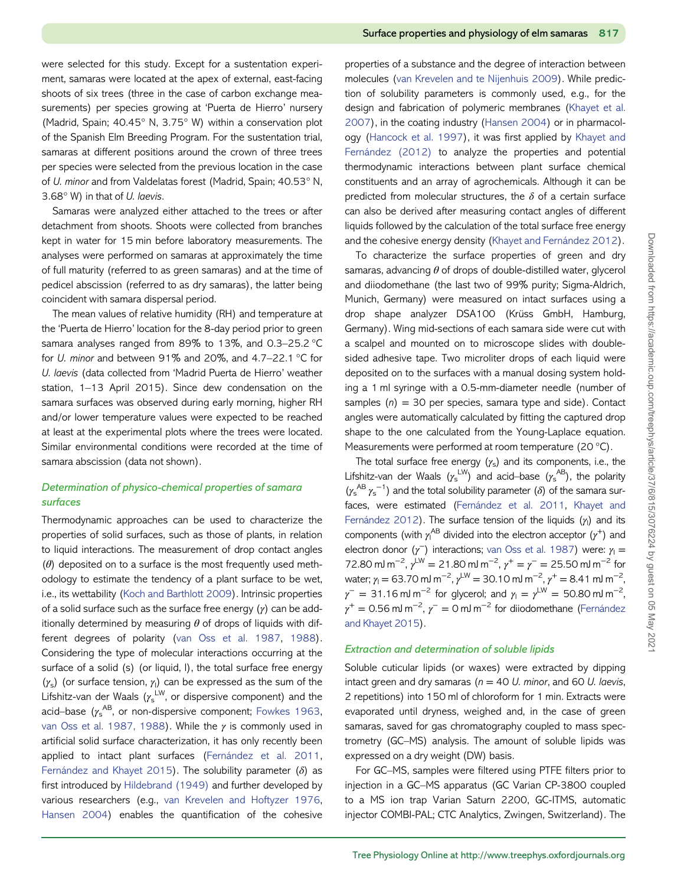were selected for this study. Except for a sustentation experiment, samaras were located at the apex of external, east-facing shoots of six trees (three in the case of carbon exchange measurements) per species growing at 'Puerta de Hierro' nursery (Madrid, Spain; 40.45° N, 3.75° W) within a conservation plot of the Spanish Elm Breeding Program. For the sustentation trial, samaras at different positions around the crown of three trees per species were selected from the previous location in the case of *U. minor* and from Valdelatas forest (Madrid, Spain; 40.53° N, 3.68° W) in that of *U. laevis*.

Samaras were analyzed either attached to the trees or after detachment from shoots. Shoots were collected from branches kept in water for 15 min before laboratory measurements. The analyses were performed on samaras at approximately the time of full maturity (referred to as green samaras) and at the time of pedicel abscission (referred to as dry samaras), the latter being coincident with samara dispersal period.

The mean values of relative humidity (RH) and temperature at the 'Puerta de Hierro' location for the 8-day period prior to green samara analyses ranged from 89% to 13%, and 0.3–25.2 °C for *U. minor* and between 91% and 20%, and 4.7–22.1 °C for *U. laevis* (data collected from 'Madrid Puerta de Hierro' weather station, 1–13 April 2015). Since dew condensation on the samara surfaces was observed during early morning, higher RH and/or lower temperature values were expected to be reached at least at the experimental plots where the trees were located. Similar environmental conditions were recorded at the time of samara abscission (data not shown).

### *Determination of physico-chemical properties of samara surfaces*

Thermodynamic approaches can be used to characterize the properties of solid surfaces, such as those of plants, in relation to liquid interactions. The measurement of drop contact angles ($\theta$) deposited on to a surface is the most frequently used methodology to estimate the tendency of a plant surface to be wet, i.e., its wettability (Koch and Barthlott 2009). Intrinsic properties of a solid surface such as the surface free energy ($\gamma$) can be additionally determined by measuring $\theta$ of drops of liquids with different degrees of polarity (van Oss et al. 1987, 1988). Considering the type of molecular interactions occurring at the surface of a solid (s) (or liquid, l), the total surface free energy ($\gamma_s$) (or surface tension, $\gamma_l$) can be expressed as the sum of the Lifshitz-van der Waals ($\gamma_s^{LW}$, or dispersive component) and the acid–base ($\gamma_s^{AB}$, or non-dispersive component; Fowkes 1963, van Oss et al. 1987, 1988). While the $\gamma$ is commonly used in artificial solid surface characterization, it has only recently been applied to intact plant surfaces (Fernández et al. 2011, Fernández and Khayet 2015). The solubility parameter ($\delta$) as first introduced by Hildebrand (1949) and further developed by various researchers (e.g., van Krevelen and Hoftyzer 1976, Hansen 2004) enables the quantification of the cohesive properties of a substance and the degree of interaction between molecules (van Krevelen and te Nijenhuis 2009). While prediction of solubility parameters is commonly used, e.g., for the design and fabrication of polymeric membranes (Khayet et al. 2007), in the coating industry (Hansen 2004) or in pharmacology (Hancock et al. 1997), it was first applied by Khayet and Fernández (2012) to analyze the properties and potential thermodynamic interactions between plant surface chemical constituents and an array of agrochemicals. Although it can be predicted from molecular structures, the $\delta$ of a certain surface can also be derived after measuring contact angles of different liquids followed by the calculation of the total surface free energy and the cohesive energy density (Khayet and Fernández 2012).

To characterize the surface properties of green and dry samaras, advancing $\theta$ of drops of double-distilled water, glycerol and diiodomethane (the last two of 99% purity; Sigma-Aldrich, Munich, Germany) were measured on intact surfaces using a drop shape analyzer DSA100 (Krüss GmbH, Hamburg, Germany). Wing mid-sections of each samara side were cut with a scalpel and mounted on to microscope slides with double-sided adhesive tape. Two microliter drops of each liquid were deposited on to the surfaces with a manual dosing system holding a 1 ml syringe with a 0.5-mm-diameter needle (number of samples ($n$) = 30 per species, samara type and side). Contact angles were automatically calculated by fitting the captured drop shape to the one calculated from the Young-Laplace equation. Measurements were performed at room temperature (20 °C).

The total surface free energy ($\gamma_s$) and its components, i.e., the Lifshitz-van der Waals ($\gamma_s^{LW}$) and acid–base ($\gamma_s^{AB}$), the polarity ($\gamma_s^{AB}\,\gamma_s^{-1}$) and the total solubility parameter ($\delta$) of the samara surfaces, were estimated (Fernández et al. 2011, Khayet and Fernández 2012). The surface tension of the liquids ($\gamma_l$) and its components (with $\gamma_l^{AB}$ divided into the electron acceptor ($\gamma^+$) and electron donor ($\gamma^-$) interactions; van Oss et al. 1987) were: $\gamma_l = 72.80$ mJ m$^{-2}$, $\gamma^{LW} = 21.80$ mJ m$^{-2}$, $\gamma^+ = \gamma^- = 25.50$ mJ m$^{-2}$ for water; $\gamma_l = 63.70$ mJ m$^{-2}$, $\gamma^{LW} = 30.10$ mJ m$^{-2}$, $\gamma^+ = 8.41$ mJ m$^{-2}$, $\gamma^- = 31.16$ mJ m$^{-2}$ for glycerol; and $\gamma_l = \gamma^{LW} = 50.80$ mJ m$^{-2}$, $\gamma^+ = 0.56$ mJ m$^{-2}$, $\gamma^- = 0$ mJ m$^{-2}$ for diiodomethane (Fernández and Khayet 2015).

### *Extraction and determination of soluble lipids*

Soluble cuticular lipids (or waxes) were extracted by dipping intact green and dry samaras ($n$ = 40 *U. minor*, and 60 *U. laevis*, 2 repetitions) into 150 ml of chloroform for 1 min. Extracts were evaporated until dryness, weighed and, in the case of green samaras, saved for gas chromatography coupled to mass spectrometry (GC–MS) analysis. The amount of soluble lipids was expressed on a dry weight (DW) basis.

For GC–MS, samples were filtered using PTFE filters prior to injection in a GC–MS apparatus (GC Varian CP-3800 coupled to a MS ion trap Varian Saturn 2200, GC-ITMS, automatic injector COMBI-PAL; CTC Analytics, Zwingen, Switzerland). The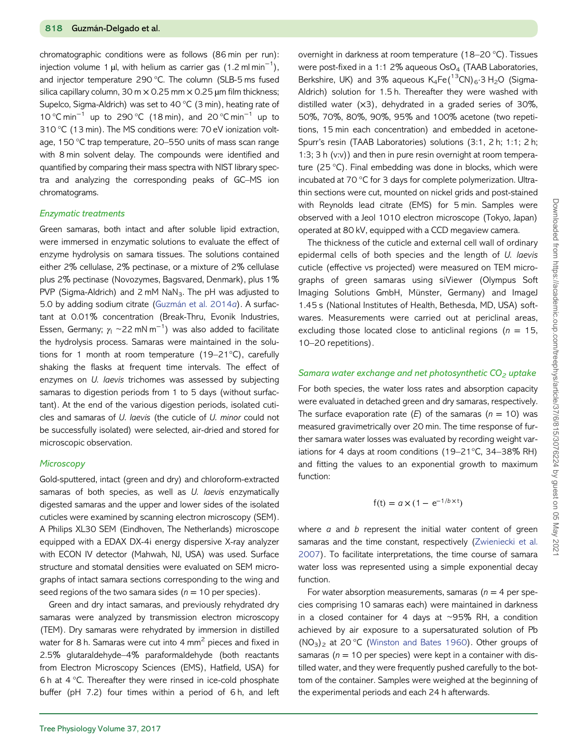chromatographic conditions were as follows (86 min per run): injection volume 1 µl, with helium as carrier gas (1.2 ml $min^{-1}$), and injector temperature 290 °C. The column (SLB-5 ms fused silica capillary column, 30 m × 0.25 mm × 0.25 µm film thickness; Supelco, Sigma-Aldrich) was set to 40 °C (3 min), heating rate of 10 °C $min^{-1}$ up to 290 °C (18 min), and 20 °C $min^{-1}$ up to 310 °C (13 min). The MS conditions were: 70 eV ionization voltage, 150 °C trap temperature, 20–550 units of mass scan range with 8 min solvent delay. The compounds were identified and quantified by comparing their mass spectra with NIST library spectra and analyzing the corresponding peaks of GC–MS ion chromatograms.

### *Enzymatic treatments*

Green samaras, both intact and after soluble lipid extraction, were immersed in enzymatic solutions to evaluate the effect of enzyme hydrolysis on samara tissues. The solutions contained either 2% cellulase, 2% pectinase, or a mixture of 2% cellulase plus 2% pectinase (Novozymes, Bagsvared, Denmark), plus 1% PVP (Sigma-Aldrich) and 2 mM $NaN_3$. The pH was adjusted to 5.0 by adding sodium citrate (Guzmán et al. 2014*a*). A surfactant at 0.01% concentration (Break-Thru, Evonik Industries, Essen, Germany; $\gamma_l$ ~22 mN $m^{-1}$) was also added to facilitate the hydrolysis process. Samaras were maintained in the solutions for 1 month at room temperature (19–21°C), carefully shaking the flasks at frequent time intervals. The effect of enzymes on *U. laevis* trichomes was assessed by subjecting samaras to digestion periods from 1 to 5 days (without surfactant). At the end of the various digestion periods, isolated cuticles and samaras of *U. laevis* (the cuticle of *U. minor* could not be successfully isolated) were selected, air-dried and stored for microscopic observation.

### *Microscopy*

Gold-sputtered, intact (green and dry) and chloroform-extracted samaras of both species, as well as *U. laevis* enzymatically digested samaras and the upper and lower sides of the isolated cuticles were examined by scanning electron microscopy (SEM). A Philips XL30 SEM (Eindhoven, The Netherlands) microscope equipped with a EDAX DX-4i energy dispersive X-ray analyzer with ECON IV detector (Mahwah, NJ, USA) was used. Surface structure and stomatal densities were evaluated on SEM micrographs of intact samara sections corresponding to the wing and seed regions of the two samara sides ($n$ = 10 per species).

Green and dry intact samaras, and previously rehydrated dry samaras were analyzed by transmission electron microscopy (TEM). Dry samaras were rehydrated by immersion in distilled water for 8 h. Samaras were cut into 4 $mm^2$ pieces and fixed in 2.5% glutaraldehyde–4% paraformaldehyde (both reactants from Electron Microscopy Sciences (EMS), Hatfield, USA) for 6 h at 4 °C. Thereafter they were rinsed in ice-cold phosphate buffer (pH 7.2) four times within a period of 6 h, and left overnight in darkness at room temperature (18–20 °C). Tissues were post-fixed in a 1:1 2% aqueous $OsO_4$ (TAAB Laboratories, Berkshire, UK) and 3% aqueous $K_4Fe(^{13}CN)_6{\cdot}3\,H_2O$ (Sigma-Aldrich) solution for 1.5 h. Thereafter they were washed with distilled water (×3), dehydrated in a graded series of 30%, 50%, 70%, 80%, 90%, 95% and 100% acetone (two repetitions, 15 min each concentration) and embedded in acetone-Spurr's resin (TAAB Laboratories) solutions (3:1, 2 h; 1:1; 2 h; 1:3; 3 h (v:v)) and then in pure resin overnight at room temperature (25 °C). Final embedding was done in blocks, which were incubated at 70 °C for 3 days for complete polymerization. Ultrathin sections were cut, mounted on nickel grids and post-stained with Reynolds lead citrate (EMS) for 5 min. Samples were observed with a Jeol 1010 electron microscope (Tokyo, Japan) operated at 80 kV, equipped with a CCD megaview camera.

The thickness of the cuticle and external cell wall of ordinary epidermal cells of both species and the length of *U. laevis* cuticle (effective vs projected) were measured on TEM micrographs of green samaras using siViewer (Olympus Soft Imaging Solutions GmbH, Münster, Germany) and ImageJ 1.45 s (National Institutes of Health, Bethesda, MD, USA) softwares. Measurements were carried out at periclinal areas, excluding those located close to anticlinal regions ($n$ = 15, 10–20 repetitions).

### *Samara water exchange and net photosynthetic $CO_2$ uptake*

For both species, the water loss rates and absorption capacity were evaluated in detached green and dry samaras, respectively. The surface evaporation rate ($E$) of the samaras ($n$ = 10) was measured gravimetrically over 20 min. The time response of further samara water losses was evaluated by recording weight variations for 4 days at room conditions (19–21°C, 34–38% RH) and fitting the values to an exponential growth to maximum function:

$$f(t) = a \times (1 - e^{-1/b \times t})$$

where $a$ and $b$ represent the initial water content of green samaras and the time constant, respectively (Zwieniecki et al. 2007). To facilitate interpretations, the time course of samara water loss was represented using a simple exponential decay function.

For water absorption measurements, samaras ($n$ = 4 per species comprising 10 samaras each) were maintained in darkness in a closed container for 4 days at ~95% RH, a condition achieved by air exposure to a supersaturated solution of $Pb(NO_3)_2$ at 20 °C (Winston and Bates 1960). Other groups of samaras ($n$ = 10 per species) were kept in a container with distilled water, and they were frequently pushed carefully to the bottom of the container. Samples were weighed at the beginning of the experimental periods and each 24 h afterwards.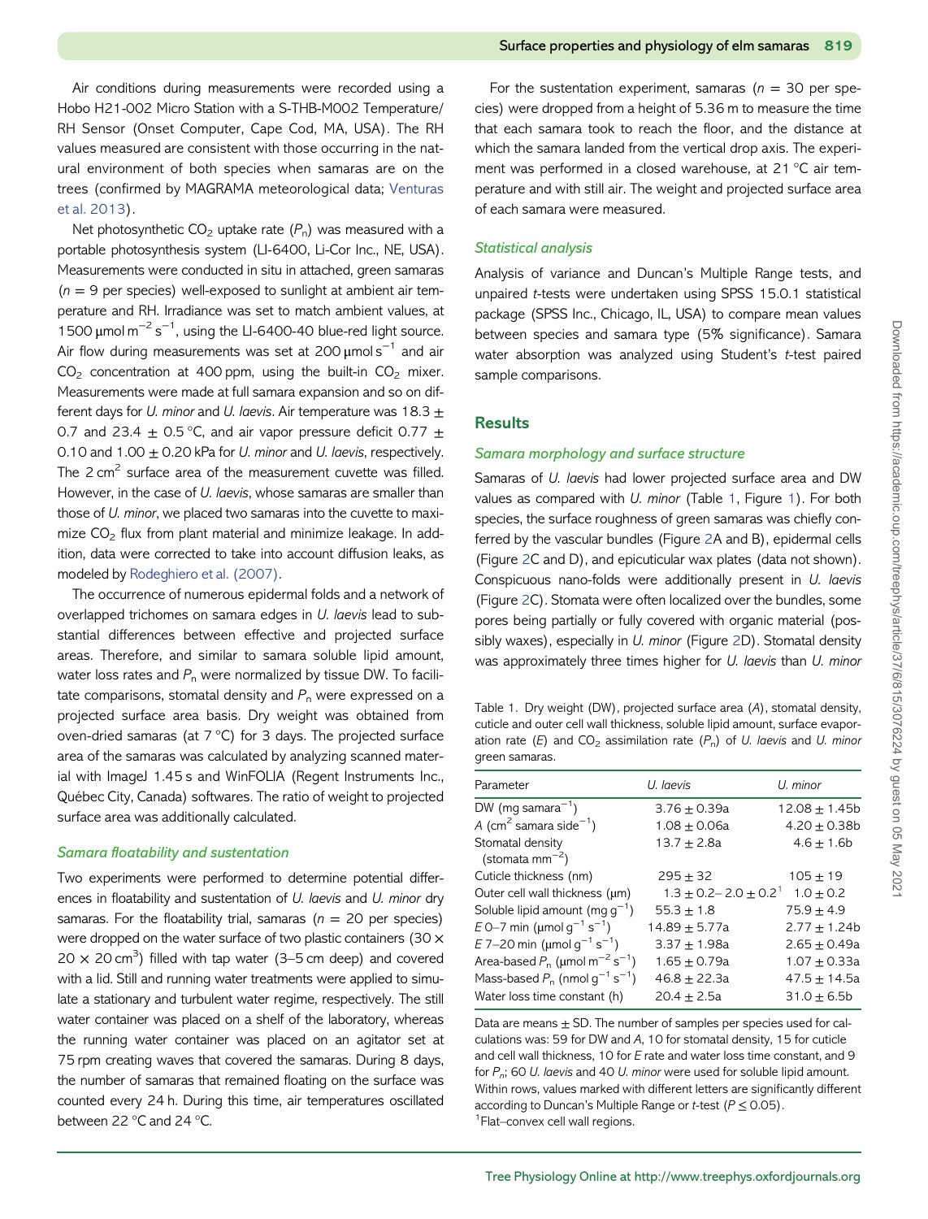Air conditions during measurements were recorded using a Hobo H21-002 Micro Station with a S-THB-M002 Temperature/RH Sensor (Onset Computer, Cape Cod, MA, USA). The RH values measured are consistent with those occurring in the natural environment of both species when samaras are on the trees (confirmed by MAGRAMA meteorological data; Venturas et al. 2013).

Net photosynthetic $CO_2$ uptake rate ($P_n$) was measured with a portable photosynthesis system (LI-6400, Li-Cor Inc., NE, USA). Measurements were conducted in situ in attached, green samaras ($n = 9$ per species) well-exposed to sunlight at ambient air temperature and RH. Irradiance was set to match ambient values, at 1500 $\mu$mol m$^{-2}$ s$^{-1}$, using the LI-6400-40 blue-red light source. Air flow during measurements was set at 200 $\mu$mol s$^{-1}$ and air $CO_2$ concentration at 400 ppm, using the built-in $CO_2$ mixer. Measurements were made at full samara expansion and so on different days for *U. minor* and *U. laevis*. Air temperature was 18.3 ± 0.7 and 23.4 ± 0.5 °C, and air vapor pressure deficit 0.77 ± 0.10 and 1.00 ± 0.20 kPa for *U. minor* and *U. laevis*, respectively. The 2 cm$^2$ surface area of the measurement cuvette was filled. However, in the case of *U. laevis*, whose samaras are smaller than those of *U. minor*, we placed two samaras into the cuvette to maximize $CO_2$ flux from plant material and minimize leakage. In addition, data were corrected to take into account diffusion leaks, as modeled by Rodeghiero et al. (2007).

The occurrence of numerous epidermal folds and a network of overlapped trichomes on samara edges in *U. laevis* lead to substantial differences between effective and projected surface areas. Therefore, and similar to samara soluble lipid amount, water loss rates and $P_n$ were normalized by tissue DW. To facilitate comparisons, stomatal density and $P_n$ were expressed on a projected surface area basis. Dry weight was obtained from oven-dried samaras (at 7 °C) for 3 days. The projected surface area of the samaras was calculated by analyzing scanned material with ImageJ 1.45 s and WinFOLIA (Regent Instruments Inc., Québec City, Canada) softwares. The ratio of weight to projected surface area was additionally calculated.

### *Samara floatability and sustentation*

Two experiments were performed to determine potential differences in floatability and sustentation of *U. laevis* and *U. minor* dry samaras. For the floatability trial, samaras ($n = 20$ per species) were dropped on the water surface of two plastic containers (30 × 20 × 20 cm$^3$) filled with tap water (3–5 cm deep) and covered with a lid. Still and running water treatments were applied to simulate a stationary and turbulent water regime, respectively. The still water container was placed on a shelf of the laboratory, whereas the running water container was placed on an agitator set at 75 rpm creating waves that covered the samaras. During 8 days, the number of samaras that remained floating on the surface was counted every 24 h. During this time, air temperatures oscillated between 22 °C and 24 °C.

For the sustentation experiment, samaras ($n = 30$ per species) were dropped from a height of 5.36 m to measure the time that each samara took to reach the floor, and the distance at which the samara landed from the vertical drop axis. The experiment was performed in a closed warehouse, at 21 °C air temperature and with still air. The weight and projected surface area of each samara were measured.

### *Statistical analysis*

Analysis of variance and Duncan's Multiple Range tests, and unpaired *t*-tests were undertaken using SPSS 15.0.1 statistical package (SPSS Inc., Chicago, IL, USA) to compare mean values between species and samara type (5% significance). Samara water absorption was analyzed using Student's *t*-test paired sample comparisons.

## Results

### *Samara morphology and surface structure*

Samaras of *U. laevis* had lower projected surface area and DW values as compared with *U. minor* (Table 1, Figure 1). For both species, the surface roughness of green samaras was chiefly conferred by the vascular bundles (Figure 2A and B), epidermal cells (Figure 2C and D), and epicuticular wax plates (data not shown). Conspicuous nano-folds were additionally present in *U. laevis* (Figure 2C). Stomata were often localized over the bundles, some pores being partially or fully covered with organic material (possibly waxes), especially in *U. minor* (Figure 2D). Stomatal density was approximately three times higher for *U. laevis* than *U. minor*

Table 1. Dry weight (DW), projected surface area (*A*), stomatal density, cuticle and outer cell wall thickness, soluble lipid amount, surface evaporation rate (*E*) and $CO_2$ assimilation rate ($P_n$) of *U. laevis* and *U. minor* green samaras.

| Parameter | *U. laevis* | *U. minor* |
|---|---|---|
| DW (mg samara$^{-1}$) | 3.76 ± 0.39a | 12.08 ± 1.45b |
| *A* (cm$^2$ samara side$^{-1}$) | 1.08 ± 0.06a | 4.20 ± 0.38b |
| Stomatal density (stomata mm$^{-2}$) | 13.7 ± 2.8a | 4.6 ± 1.6b |
| Cuticle thickness (nm) | 295 ± 32 | 105 ± 19 |
| Outer cell wall thickness (µm) | 1.3 ± 0.2– 2.0 ± 0.2[1] | 1.0 ± 0.2 |
| Soluble lipid amount (mg g$^{-1}$) | 55.3 ± 1.8 | 75.9 ± 4.9 |
| *E* 0–7 min (µmol g$^{-1}$ s$^{-1}$) | 14.89 ± 5.77a | 2.77 ± 1.24b |
| *E* 7–20 min (µmol g$^{-1}$ s$^{-1}$) | 3.37 ± 1.98a | 2.65 ± 0.49a |
| Area-based $P_n$ (µmol m$^{-2}$ s$^{-1}$) | 1.65 ± 0.79a | 1.07 ± 0.33a |
| Mass-based $P_n$ (nmol g$^{-1}$ s$^{-1}$) | 46.8 ± 22.3a | 47.5 ± 14.5a |
| Water loss time constant (h) | 20.4 ± 2.5a | 31.0 ± 6.5b |

Data are means ± SD. The number of samples per species used for calculations was: 59 for DW and *A*, 10 for stomatal density, 15 for cuticle and cell wall thickness, 10 for *E* rate and water loss time constant, and 9 for $P_n$; 60 *U. laevis* and 40 *U. minor* were used for soluble lipid amount. Within rows, values marked with different letters are significantly different according to Duncan's Multiple Range or *t*-test ($P \leq 0.05$).
[1]Flat–convex cell wall regions.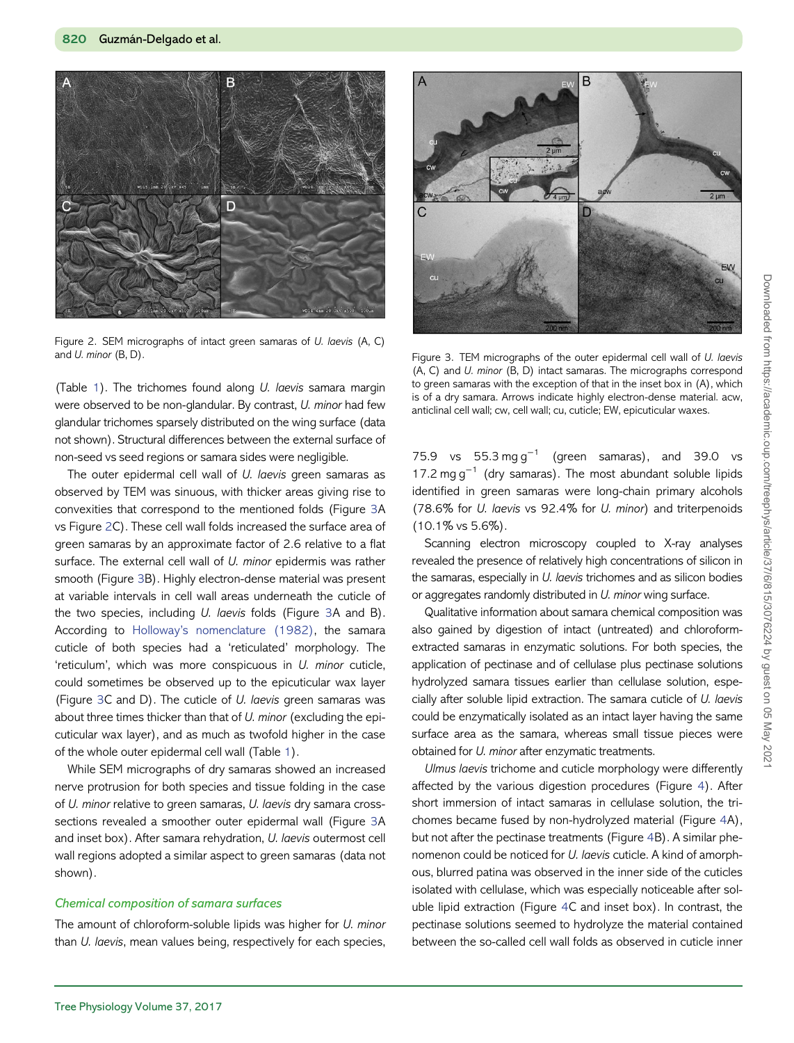Figure 2. SEM micrographs of intact green samaras of *U. laevis* (A, C) and *U. minor* (B, D).

Figure 3. TEM micrographs of the outer epidermal cell wall of *U. laevis* (A, C) and *U. minor* (B, D) intact samaras. The micrographs correspond to green samaras with the exception of that in the inset box in (A), which is of a dry samara. Arrows indicate highly electron-dense material. acw, anticlinal cell wall; cw, cell wall; cu, cuticle; EW, epicuticular waxes.

(Table 1). The trichomes found along *U. laevis* samara margin were observed to be non-glandular. By contrast, *U. minor* had few glandular trichomes sparsely distributed on the wing surface (data not shown). Structural differences between the external surface of non-seed vs seed regions or samara sides were negligible.

The outer epidermal cell wall of *U. laevis* green samaras as observed by TEM was sinuous, with thicker areas giving rise to convexities that correspond to the mentioned folds (Figure 3A vs Figure 2C). These cell wall folds increased the surface area of green samaras by an approximate factor of 2.6 relative to a flat surface. The external cell wall of *U. minor* epidermis was rather smooth (Figure 3B). Highly electron-dense material was present at variable intervals in cell wall areas underneath the cuticle of the two species, including *U. laevis* folds (Figure 3A and B). According to Holloway's nomenclature (1982), the samara cuticle of both species had a 'reticulated' morphology. The 'reticulum', which was more conspicuous in *U. minor* cuticle, could sometimes be observed up to the epicuticular wax layer (Figure 3C and D). The cuticle of *U. laevis* green samaras was about three times thicker than that of *U. minor* (excluding the epicuticular wax layer), and as much as twofold higher in the case of the whole outer epidermal cell wall (Table 1).

While SEM micrographs of dry samaras showed an increased nerve protrusion for both species and tissue folding in the case of *U. minor* relative to green samaras, *U. laevis* dry samara cross-sections revealed a smoother outer epidermal wall (Figure 3A and inset box). After samara rehydration, *U. laevis* outermost cell wall regions adopted a similar aspect to green samaras (data not shown).

### *Chemical composition of samara surfaces*

The amount of chloroform-soluble lipids was higher for *U. minor* than *U. laevis*, mean values being, respectively for each species, 75.9 vs 55.3 mg $g^{-1}$ (green samaras), and 39.0 vs 17.2 mg $g^{-1}$ (dry samaras). The most abundant soluble lipids identified in green samaras were long-chain primary alcohols (78.6% for *U. laevis* vs 92.4% for *U. minor*) and triterpenoids (10.1% vs 5.6%).

Scanning electron microscopy coupled to X-ray analyses revealed the presence of relatively high concentrations of silicon in the samaras, especially in *U. laevis* trichomes and as silicon bodies or aggregates randomly distributed in *U. minor* wing surface.

Qualitative information about samara chemical composition was also gained by digestion of intact (untreated) and chloroform-extracted samaras in enzymatic solutions. For both species, the application of pectinase and of cellulase plus pectinase solutions hydrolyzed samara tissues earlier than cellulase solution, especially after soluble lipid extraction. The samara cuticle of *U. laevis* could be enzymatically isolated as an intact layer having the same surface area as the samara, whereas small tissue pieces were obtained for *U. minor* after enzymatic treatments.

*Ulmus laevis* trichome and cuticle morphology were differently affected by the various digestion procedures (Figure 4). After short immersion of intact samaras in cellulase solution, the trichomes became fused by non-hydrolyzed material (Figure 4A), but not after the pectinase treatments (Figure 4B). A similar phenomenon could be noticed for *U. laevis* cuticle. A kind of amorphous, blurred patina was observed in the inner side of the cuticles isolated with cellulase, which was especially noticeable after soluble lipid extraction (Figure 4C and inset box). In contrast, the pectinase solutions seemed to hydrolyze the material contained between the so-called cell wall folds as observed in cuticle inner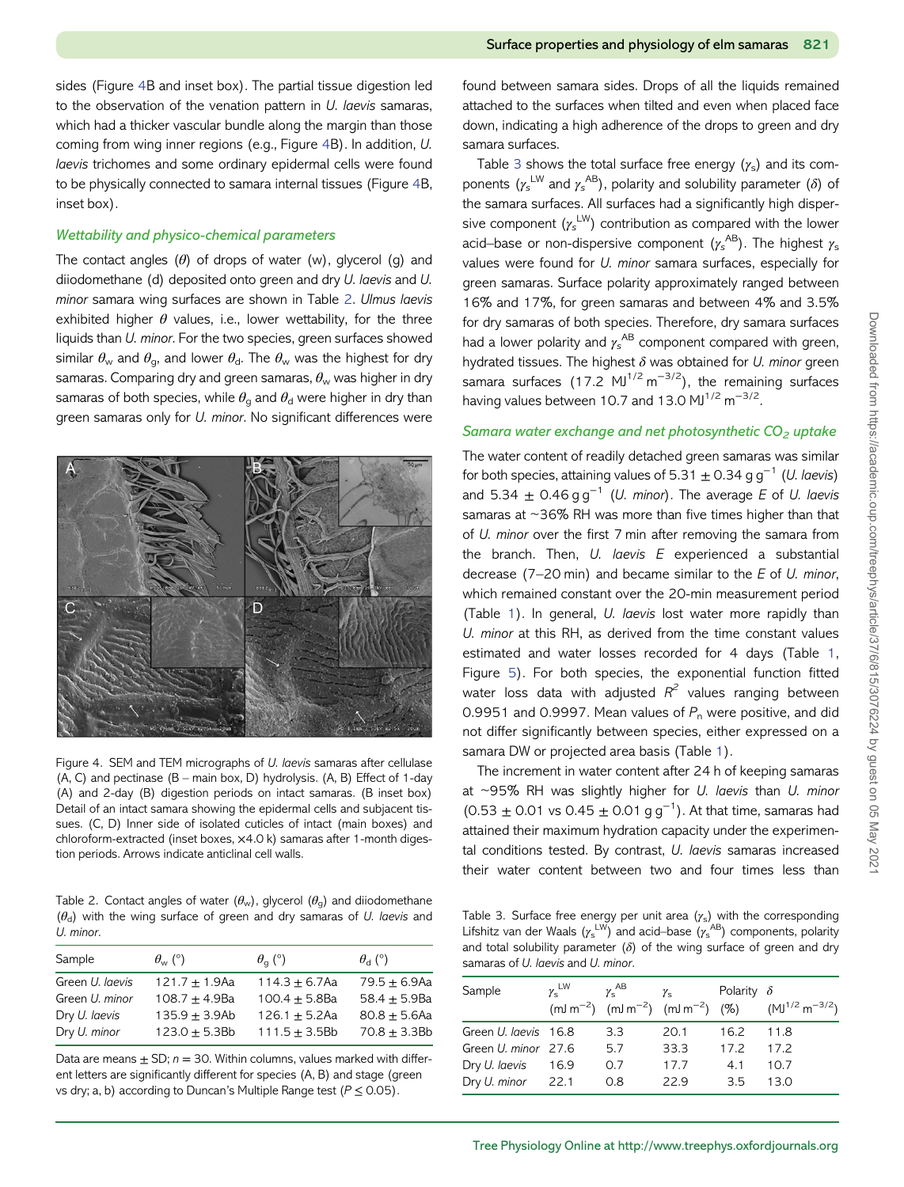sides (Figure 4B and inset box). The partial tissue digestion led to the observation of the venation pattern in *U. laevis* samaras, which had a thicker vascular bundle along the margin than those coming from wing inner regions (e.g., Figure 4B). In addition, *U. laevis* trichomes and some ordinary epidermal cells were found to be physically connected to samara internal tissues (Figure 4B, inset box).

### *Wettability and physico-chemical parameters*

The contact angles ($\theta$) of drops of water (w), glycerol (g) and diiodomethane (d) deposited onto green and dry *U. laevis* and *U. minor* samara wing surfaces are shown in Table 2. *Ulmus laevis* exhibited higher $\theta$ values, i.e., lower wettability, for the three liquids than *U. minor*. For the two species, green surfaces showed similar $\theta_w$ and $\theta_g$, and lower $\theta_d$. The $\theta_w$ was the highest for dry samaras. Comparing dry and green samaras, $\theta_w$ was higher in dry samaras of both species, while $\theta_g$ and $\theta_d$ were higher in dry than green samaras only for *U. minor*. No significant differences were found between samara sides. Drops of all the liquids remained attached to the surfaces when tilted and even when placed face down, indicating a high adherence of the drops to green and dry samara surfaces.

Figure 4. SEM and TEM micrographs of *U. laevis* samaras after cellulase (A, C) and pectinase (B – main box, D) hydrolysis. (A, B) Effect of 1-day (A) and 2-day (B) digestion periods on intact samaras. (B inset box) Detail of an intact samara showing the epidermal cells and subjacent tissues. (C, D) Inner side of isolated cuticles of intact (main boxes) and chloroform-extracted (inset boxes, ×4.0 k) samaras after 1-month digestion periods. Arrows indicate anticlinal cell walls.

Table 2. Contact angles of water ($\theta_w$), glycerol ($\theta_g$) and diiodomethane ($\theta_d$) with the wing surface of green and dry samaras of *U. laevis* and *U. minor*.

| Sample | $\theta_w$ (°) | $\theta_g$ (°) | $\theta_d$ (°) |
|---|---|---|---|
| Green *U. laevis* | 121.7 ± 1.9Aa | 114.3 ± 6.7Aa | 79.5 ± 6.9Aa |
| Green *U. minor* | 108.7 ± 4.9Ba | 100.4 ± 5.8Ba | 58.4 ± 5.9Ba |
| Dry *U. laevis* | 135.9 ± 3.9Ab | 126.1 ± 5.2Aa | 80.8 ± 5.6Aa |
| Dry *U. minor* | 123.0 ± 5.3Bb | 111.5 ± 3.5Bb | 70.8 ± 3.3Bb |

Data are means ± SD; $n = 30$. Within columns, values marked with different letters are significantly different for species (A, B) and stage (green vs dry; a, b) according to Duncan's Multiple Range test ($P \leq 0.05$).

Table 3 shows the total surface free energy ($\gamma_s$) and its components ($\gamma_s^{LW}$ and $\gamma_s^{AB}$), polarity and solubility parameter ($\delta$) of the samara surfaces. All surfaces had a significantly high dispersive component ($\gamma_s^{LW}$) contribution as compared with the lower acid–base or non-dispersive component ($\gamma_s^{AB}$). The highest $\gamma_s$ values were found for *U. minor* samara surfaces, especially for green samaras. Surface polarity approximately ranged between 16% and 17%, for green samaras and between 4% and 3.5% for dry samaras of both species. Therefore, dry samara surfaces had a lower polarity and $\gamma_s^{AB}$ component compared with green, hydrated tissues. The highest $\delta$ was obtained for *U. minor* green samara surfaces (17.2 $MJ^{1/2}\,m^{-3/2}$), the remaining surfaces having values between 10.7 and 13.0 $MJ^{1/2}\,m^{-3/2}$.

### *Samara water exchange and net photosynthetic $CO_2$ uptake*

The water content of readily detached green samaras was similar for both species, attaining values of 5.31 ± 0.34 g $g^{-1}$ (*U. laevis*) and 5.34 ± 0.46 g $g^{-1}$ (*U. minor*). The average $E$ of *U. laevis* samaras at ~36% RH was more than five times higher than that of *U. minor* over the first 7 min after removing the samara from the branch. Then, *U. laevis* $E$ experienced a substantial decrease (7–20 min) and became similar to the $E$ of *U. minor*, which remained constant over the 20-min measurement period (Table 1). In general, *U. laevis* lost water more rapidly than *U. minor* at this RH, as derived from the time constant values estimated and water losses recorded for 4 days (Table 1, Figure 5). For both species, the exponential function fitted water loss data with adjusted $R^2$ values ranging between 0.9951 and 0.9997. Mean values of $P_n$ were positive, and did not differ significantly between species, either expressed on a samara DW or projected area basis (Table 1).

The increment in water content after 24 h of keeping samaras at ~95% RH was slightly higher for *U. laevis* than *U. minor* (0.53 ± 0.01 vs 0.45 ± 0.01 g $g^{-1}$). At that time, samaras had attained their maximum hydration capacity under the experimental conditions tested. By contrast, *U. laevis* samaras increased their water content between two and four times less than

Table 3. Surface free energy per unit area ($\gamma_s$) with the corresponding Lifshitz van der Waals ($\gamma_s^{LW}$) and acid–base ($\gamma_s^{AB}$) components, polarity and total solubility parameter ($\delta$) of the wing surface of green and dry samaras of *U. laevis* and *U. minor*.

| Sample | $\gamma_s^{LW}$ ($mJ\,m^{-2}$) | $\gamma_s^{AB}$ ($mJ\,m^{-2}$) | $\gamma_s$ ($mJ\,m^{-2}$) | Polarity (%) | $\delta$ ($MJ^{1/2}\,m^{-3/2}$) |
|---|---|---|---|---|---|
| Green *U. laevis* | 16.8 | 3.3 | 20.1 | 16.2 | 11.8 |
| Green *U. minor* | 27.6 | 5.7 | 33.3 | 17.2 | 17.2 |
| Dry *U. laevis* | 16.9 | 0.7 | 17.7 | 4.1 | 10.7 |
| Dry *U. minor* | 22.1 | 0.8 | 22.9 | 3.5 | 13.0 |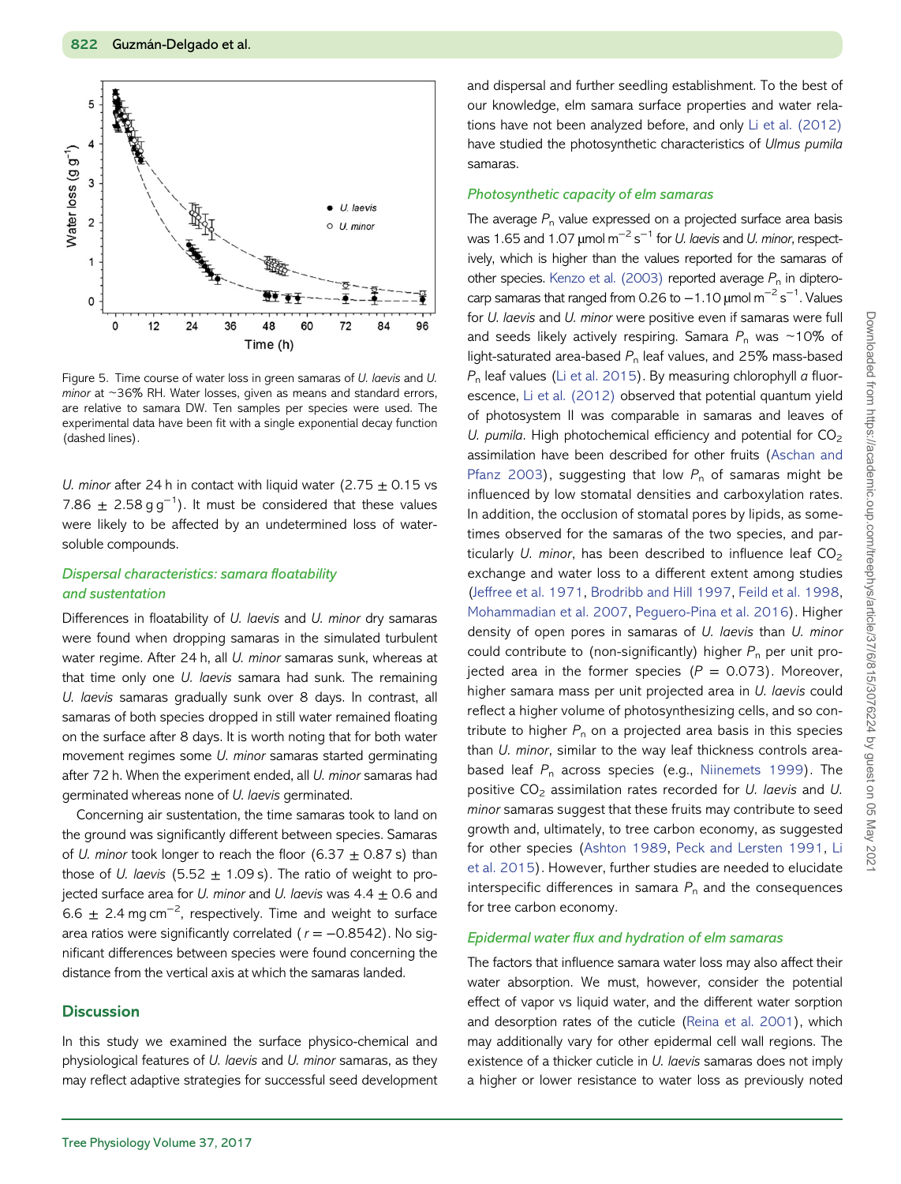Figure 5. Time course of water loss in green samaras of *U. laevis* and *U. minor* at ~36% RH. Water losses, given as means and standard errors, are relative to samara DW. Ten samples per species were used. The experimental data have been fit with a single exponential decay function (dashed lines).

*U. minor* after 24 h in contact with liquid water (2.75 ± 0.15 vs 7.86 ± 2.58 g g$^{-1}$). It must be considered that these values were likely to be affected by an undetermined loss of water-soluble compounds.

### *Dispersal characteristics: samara floatability and sustentation*

Differences in floatability of *U. laevis* and *U. minor* dry samaras were found when dropping samaras in the simulated turbulent water regime. After 24 h, all *U. minor* samaras sunk, whereas at that time only one *U. laevis* samara had sunk. The remaining *U. laevis* samaras gradually sunk over 8 days. In contrast, all samaras of both species dropped in still water remained floating on the surface after 8 days. It is worth noting that for both water movement regimes some *U. minor* samaras started germinating after 72 h. When the experiment ended, all *U. minor* samaras had germinated whereas none of *U. laevis* germinated.

Concerning air sustentation, the time samaras took to land on the ground was significantly different between species. Samaras of *U. minor* took longer to reach the floor (6.37 ± 0.87 s) than those of *U. laevis* (5.52 ± 1.09 s). The ratio of weight to projected surface area for *U. minor* and *U. laevis* was 4.4 ± 0.6 and 6.6 ± 2.4 mg cm$^{-2}$, respectively. Time and weight to surface area ratios were significantly correlated ($r = -0.8542$). No significant differences between species were found concerning the distance from the vertical axis at which the samaras landed.

## Discussion

In this study we examined the surface physico-chemical and physiological features of *U. laevis* and *U. minor* samaras, as they may reflect adaptive strategies for successful seed development and dispersal and further seedling establishment. To the best of our knowledge, elm samara surface properties and water relations have not been analyzed before, and only Li et al. (2012) have studied the photosynthetic characteristics of *Ulmus pumila* samaras.

### *Photosynthetic capacity of elm samaras*

The average $P_n$ value expressed on a projected surface area basis was 1.65 and 1.07 μmol m$^{-2}$ s$^{-1}$ for *U. laevis* and *U. minor*, respectively, which is higher than the values reported for the samaras of other species. Kenzo et al. (2003) reported average $P_n$ in dipterocarp samaras that ranged from 0.26 to −1.10 μmol m$^{-2}$ s$^{-1}$. Values for *U. laevis* and *U. minor* were positive even if samaras were full and seeds likely actively respiring. Samara $P_n$ was ~10% of light-saturated area-based $P_n$ leaf values, and 25% mass-based $P_n$ leaf values (Li et al. 2015). By measuring chlorophyll *a* fluorescence, Li et al. (2012) observed that potential quantum yield of photosystem II was comparable in samaras and leaves of *U. pumila*. High photochemical efficiency and potential for $CO_2$ assimilation have been described for other fruits (Aschan and Pfanz 2003), suggesting that low $P_n$ of samaras might be influenced by low stomatal densities and carboxylation rates. In addition, the occlusion of stomatal pores by lipids, as sometimes observed for the samaras of the two species, and particularly *U. minor*, has been described to influence leaf $CO_2$ exchange and water loss to a different extent among studies (Jeffree et al. 1971, Brodribb and Hill 1997, Feild et al. 1998, Mohammadian et al. 2007, Peguero-Pina et al. 2016). Higher density of open pores in samaras of *U. laevis* than *U. minor* could contribute to (non-significantly) higher $P_n$ per unit projected area in the former species ($P = 0.073$). Moreover, higher samara mass per unit projected area in *U. laevis* could reflect a higher volume of photosynthesizing cells, and so contribute to higher $P_n$ on a projected area basis in this species than *U. minor*, similar to the way leaf thickness controls area-based leaf $P_n$ across species (e.g., Niinemets 1999). The positive $CO_2$ assimilation rates recorded for *U. laevis* and *U. minor* samaras suggest that these fruits may contribute to seed growth and, ultimately, to tree carbon economy, as suggested for other species (Ashton 1989, Peck and Lersten 1991, Li et al. 2015). However, further studies are needed to elucidate interspecific differences in samara $P_n$ and the consequences for tree carbon economy.

### *Epidermal water flux and hydration of elm samaras*

The factors that influence samara water loss may also affect their water absorption. We must, however, consider the potential effect of vapor vs liquid water, and the different water sorption and desorption rates of the cuticle (Reina et al. 2001), which may additionally vary for other epidermal cell wall regions. The existence of a thicker cuticle in *U. laevis* samaras does not imply a higher or lower resistance to water loss as previously noted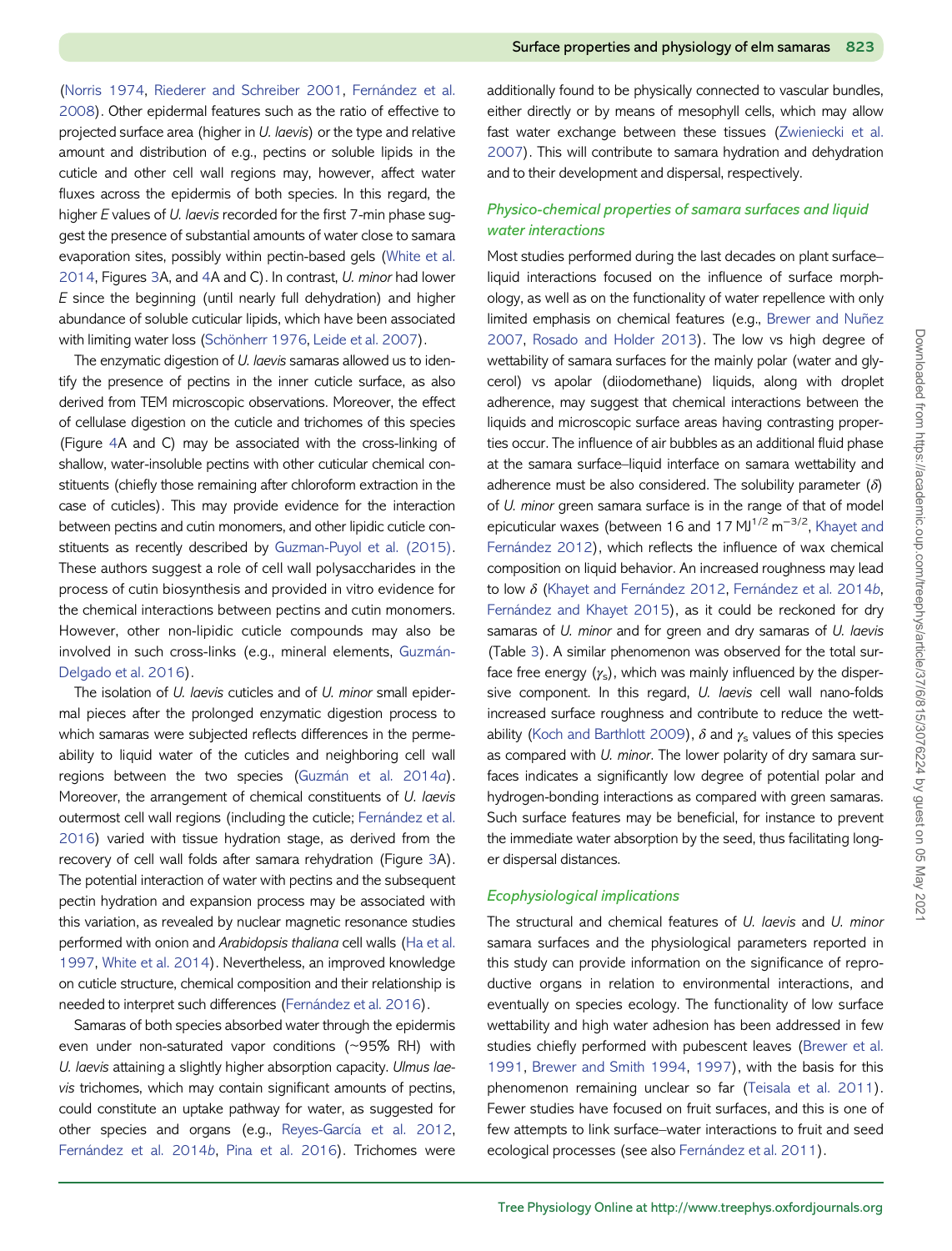(Norris 1974, Riederer and Schreiber 2001, Fernández et al. 2008). Other epidermal features such as the ratio of effective to projected surface area (higher in *U. laevis*) or the type and relative amount and distribution of e.g., pectins or soluble lipids in the cuticle and other cell wall regions may, however, affect water fluxes across the epidermis of both species. In this regard, the higher *E* values of *U. laevis* recorded for the first 7-min phase suggest the presence of substantial amounts of water close to samara evaporation sites, possibly within pectin-based gels (White et al. 2014, Figures 3A, and 4A and C). In contrast, *U. minor* had lower *E* since the beginning (until nearly full dehydration) and higher abundance of soluble cuticular lipids, which have been associated with limiting water loss (Schönherr 1976, Leide et al. 2007).

The enzymatic digestion of *U. laevis* samaras allowed us to identify the presence of pectins in the inner cuticle surface, as also derived from TEM microscopic observations. Moreover, the effect of cellulase digestion on the cuticle and trichomes of this species (Figure 4A and C) may be associated with the cross-linking of shallow, water-insoluble pectins with other cuticular chemical constituents (chiefly those remaining after chloroform extraction in the case of cuticles). This may provide evidence for the interaction between pectins and cutin monomers, and other lipidic cuticle constituents as recently described by Guzman-Puyol et al. (2015). These authors suggest a role of cell wall polysaccharides in the process of cutin biosynthesis and provided in vitro evidence for the chemical interactions between pectins and cutin monomers. However, other non-lipidic cuticle compounds may also be involved in such cross-links (e.g., mineral elements, Guzmán-Delgado et al. 2016).

The isolation of *U. laevis* cuticles and of *U. minor* small epidermal pieces after the prolonged enzymatic digestion process to which samaras were subjected reflects differences in the permeability to liquid water of the cuticles and neighboring cell wall regions between the two species (Guzmán et al. 2014*a*). Moreover, the arrangement of chemical constituents of *U. laevis* outermost cell wall regions (including the cuticle; Fernández et al. 2016) varied with tissue hydration stage, as derived from the recovery of cell wall folds after samara rehydration (Figure 3A). The potential interaction of water with pectins and the subsequent pectin hydration and expansion process may be associated with this variation, as revealed by nuclear magnetic resonance studies performed with onion and *Arabidopsis thaliana* cell walls (Ha et al. 1997, White et al. 2014). Nevertheless, an improved knowledge on cuticle structure, chemical composition and their relationship is needed to interpret such differences (Fernández et al. 2016).

Samaras of both species absorbed water through the epidermis even under non-saturated vapor conditions (~95% RH) with *U. laevis* attaining a slightly higher absorption capacity. *Ulmus laevis* trichomes, which may contain significant amounts of pectins, could constitute an uptake pathway for water, as suggested for other species and organs (e.g., Reyes-García et al. 2012, Fernández et al. 2014*b*, Pina et al. 2016). Trichomes were additionally found to be physically connected to vascular bundles, either directly or by means of mesophyll cells, which may allow fast water exchange between these tissues (Zwieniecki et al. 2007). This will contribute to samara hydration and dehydration and to their development and dispersal, respectively.

### *Physico-chemical properties of samara surfaces and liquid water interactions*

Most studies performed during the last decades on plant surface–liquid interactions focused on the influence of surface morphology, as well as on the functionality of water repellence with only limited emphasis on chemical features (e.g., Brewer and Nuñez 2007, Rosado and Holder 2013). The low vs high degree of wettability of samara surfaces for the mainly polar (water and glycerol) vs apolar (diiodomethane) liquids, along with droplet adherence, may suggest that chemical interactions between the liquids and microscopic surface areas having contrasting properties occur. The influence of air bubbles as an additional fluid phase at the samara surface–liquid interface on samara wettability and adherence must be also considered. The solubility parameter ($\delta$) of *U. minor* green samara surface is in the range of that of model epicuticular waxes (between 16 and 17 $MJ^{1/2}\,m^{-3/2}$, Khayet and Fernández 2012), which reflects the influence of wax chemical composition on liquid behavior. An increased roughness may lead to low $\delta$ (Khayet and Fernández 2012, Fernández et al. 2014*b*, Fernández and Khayet 2015), as it could be reckoned for dry samaras of *U. minor* and for green and dry samaras of *U. laevis* (Table 3). A similar phenomenon was observed for the total surface free energy ($\gamma_s$), which was mainly influenced by the dispersive component. In this regard, *U. laevis* cell wall nano-folds increased surface roughness and contribute to reduce the wettability (Koch and Barthlott 2009), $\delta$ and $\gamma_s$ values of this species as compared with *U. minor*. The lower polarity of dry samara surfaces indicates a significantly low degree of potential polar and hydrogen-bonding interactions as compared with green samaras. Such surface features may be beneficial, for instance to prevent the immediate water absorption by the seed, thus facilitating longer dispersal distances.

### *Ecophysiological implications*

The structural and chemical features of *U. laevis* and *U. minor* samara surfaces and the physiological parameters reported in this study can provide information on the significance of reproductive organs in relation to environmental interactions, and eventually on species ecology. The functionality of low surface wettability and high water adhesion has been addressed in few studies chiefly performed with pubescent leaves (Brewer et al. 1991, Brewer and Smith 1994, 1997), with the basis for this phenomenon remaining unclear so far (Teisala et al. 2011). Fewer studies have focused on fruit surfaces, and this is one of few attempts to link surface–water interactions to fruit and seed ecological processes (see also Fernández et al. 2011).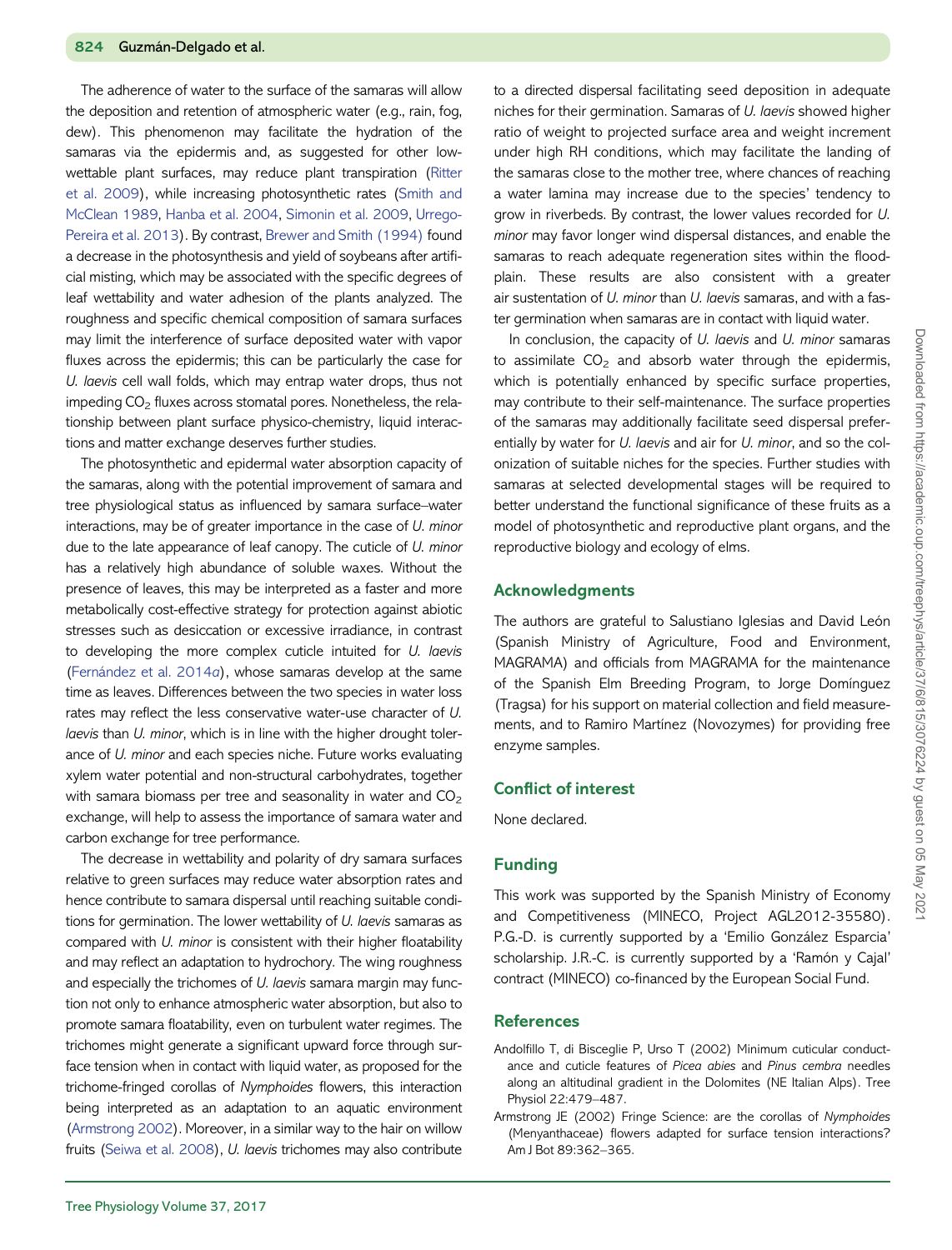The adherence of water to the surface of the samaras will allow the deposition and retention of atmospheric water (e.g., rain, fog, dew). This phenomenon may facilitate the hydration of the samaras via the epidermis and, as suggested for other low-wettable plant surfaces, may reduce plant transpiration (Ritter et al. 2009), while increasing photosynthetic rates (Smith and McClean 1989, Hanba et al. 2004, Simonin et al. 2009, Urrego-Pereira et al. 2013). By contrast, Brewer and Smith (1994) found a decrease in the photosynthesis and yield of soybeans after artificial misting, which may be associated with the specific degrees of leaf wettability and water adhesion of the plants analyzed. The roughness and specific chemical composition of samara surfaces may limit the interference of surface deposited water with vapor fluxes across the epidermis; this can be particularly the case for *U. laevis* cell wall folds, which may entrap water drops, thus not impeding $CO_2$ fluxes across stomatal pores. Nonetheless, the relationship between plant surface physico-chemistry, liquid interactions and matter exchange deserves further studies.

The photosynthetic and epidermal water absorption capacity of the samaras, along with the potential improvement of samara and tree physiological status as influenced by samara surface–water interactions, may be of greater importance in the case of *U. minor* due to the late appearance of leaf canopy. The cuticle of *U. minor* has a relatively high abundance of soluble waxes. Without the presence of leaves, this may be interpreted as a faster and more metabolically cost-effective strategy for protection against abiotic stresses such as desiccation or excessive irradiance, in contrast to developing the more complex cuticle intuited for *U. laevis* (Fernández et al. 2014*a*), whose samaras develop at the same time as leaves. Differences between the two species in water loss rates may reflect the less conservative water-use character of *U. laevis* than *U. minor*, which is in line with the higher drought tolerance of *U. minor* and each species niche. Future works evaluating xylem water potential and non-structural carbohydrates, together with samara biomass per tree and seasonality in water and $CO_2$ exchange, will help to assess the importance of samara water and carbon exchange for tree performance.

The decrease in wettability and polarity of dry samara surfaces relative to green surfaces may reduce water absorption rates and hence contribute to samara dispersal until reaching suitable conditions for germination. The lower wettability of *U. laevis* samaras as compared with *U. minor* is consistent with their higher floatability and may reflect an adaptation to hydrochory. The wing roughness and especially the trichomes of *U. laevis* samara margin may function not only to enhance atmospheric water absorption, but also to promote samara floatability, even on turbulent water regimes. The trichomes might generate a significant upward force through surface tension when in contact with liquid water, as proposed for the trichome-fringed corollas of *Nymphoides* flowers, this interaction being interpreted as an adaptation to an aquatic environment (Armstrong 2002). Moreover, in a similar way to the hair on willow fruits (Seiwa et al. 2008), *U. laevis* trichomes may also contribute to a directed dispersal facilitating seed deposition in adequate niches for their germination. Samaras of *U. laevis* showed higher ratio of weight to projected surface area and weight increment under high RH conditions, which may facilitate the landing of the samaras close to the mother tree, where chances of reaching a water lamina may increase due to the species' tendency to grow in riverbeds. By contrast, the lower values recorded for *U. minor* may favor longer wind dispersal distances, and enable the samaras to reach adequate regeneration sites within the floodplain. These results are also consistent with a greater air sustentation of *U. minor* than *U. laevis* samaras, and with a faster germination when samaras are in contact with liquid water.

In conclusion, the capacity of *U. laevis* and *U. minor* samaras to assimilate $CO_2$ and absorb water through the epidermis, which is potentially enhanced by specific surface properties, may contribute to their self-maintenance. The surface properties of the samaras may additionally facilitate seed dispersal preferentially by water for *U. laevis* and air for *U. minor*, and so the colonization of suitable niches for the species. Further studies with samaras at selected developmental stages will be required to better understand the functional significance of these fruits as a model of photosynthetic and reproductive plant organs, and the reproductive biology and ecology of elms.

## Acknowledgments

The authors are grateful to Salustiano Iglesias and David León (Spanish Ministry of Agriculture, Food and Environment, MAGRAMA) and officials from MAGRAMA for the maintenance of the Spanish Elm Breeding Program, to Jorge Domínguez (Tragsa) for his support on material collection and field measurements, and to Ramiro Martínez (Novozymes) for providing free enzyme samples.

## Conflict of interest

None declared.

## Funding

This work was supported by the Spanish Ministry of Economy and Competitiveness (MINECO, Project AGL2012-35580). P.G.-D. is currently supported by a 'Emilio González Esparcia' scholarship. J.R.-C. is currently supported by a 'Ramón y Cajal' contract (MINECO) co-financed by the European Social Fund.

## References

Andolfillo T, di Bisceglie P, Urso T (2002) Minimum cuticular conductance and cuticle features of *Picea abies* and *Pinus cembra* needles along an altitudinal gradient in the Dolomites (NE Italian Alps). Tree Physiol 22:479–487.

Armstrong JE (2002) Fringe Science: are the corollas of *Nymphoides* (Menyanthaceae) flowers adapted for surface tension interactions? Am J Bot 89:362–365.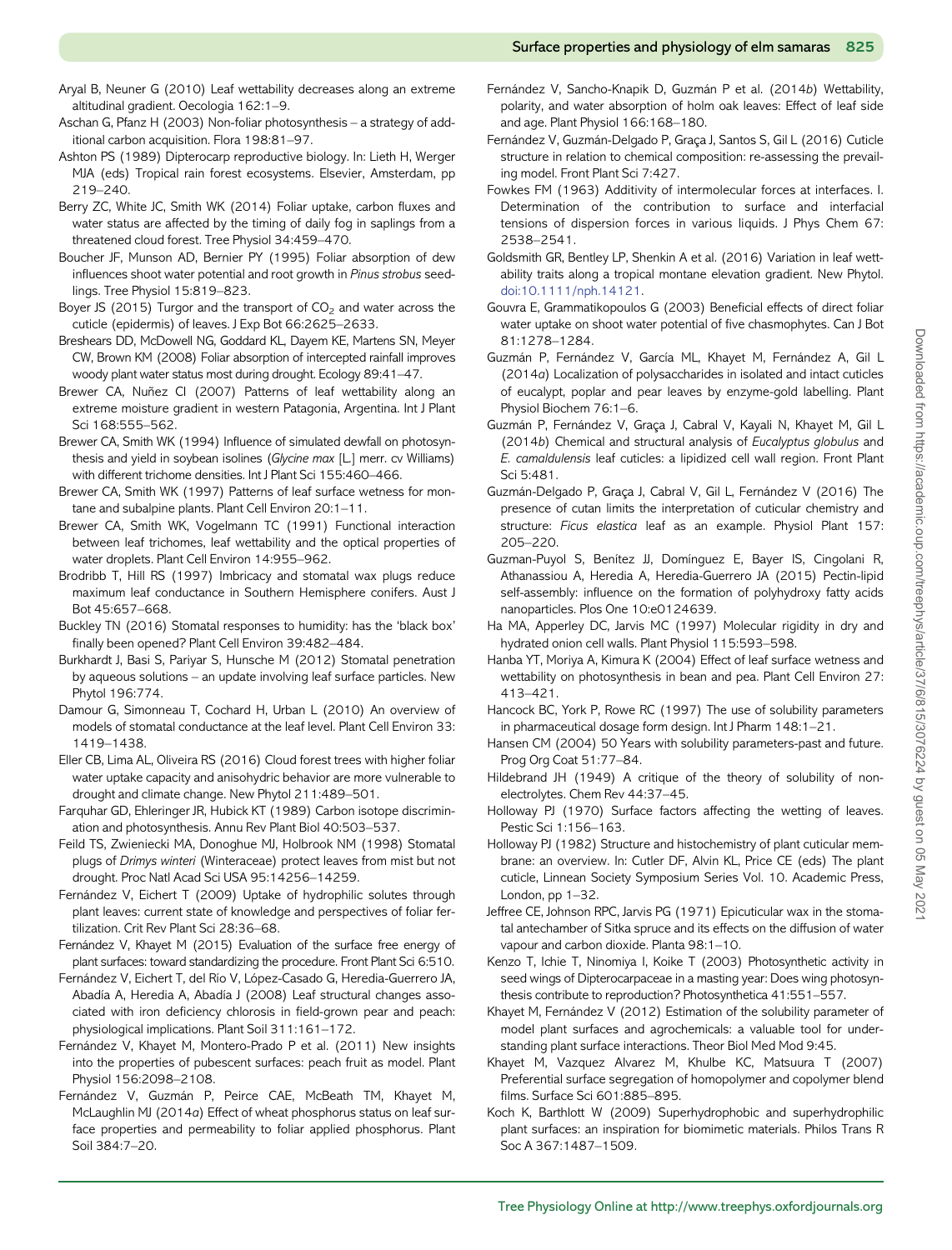Aryal B, Neuner G (2010) Leaf wettability decreases along an extreme altitudinal gradient. Oecologia 162:1–9.

Aschan G, Pfanz H (2003) Non-foliar photosynthesis – a strategy of additional carbon acquisition. Flora 198:81–97.

Ashton PS (1989) Dipterocarp reproductive biology. In: Lieth H, Werger MJA (eds) Tropical rain forest ecosystems. Elsevier, Amsterdam, pp 219–240.

Berry ZC, White JC, Smith WK (2014) Foliar uptake, carbon fluxes and water status are affected by the timing of daily fog in saplings from a threatened cloud forest. Tree Physiol 34:459–470.

Boucher JF, Munson AD, Bernier PY (1995) Foliar absorption of dew influences shoot water potential and root growth in *Pinus strobus* seedlings. Tree Physiol 15:819–823.

Boyer JS (2015) Turgor and the transport of $CO_2$ and water across the cuticle (epidermis) of leaves. J Exp Bot 66:2625–2633.

Breshears DD, McDowell NG, Goddard KL, Dayem KE, Martens SN, Meyer CW, Brown KM (2008) Foliar absorption of intercepted rainfall improves woody plant water status most during drought. Ecology 89:41–47.

Brewer CA, Nuñez CI (2007) Patterns of leaf wettability along an extreme moisture gradient in western Patagonia, Argentina. Int J Plant Sci 168:555–562.

Brewer CA, Smith WK (1994) Influence of simulated dewfall on photosynthesis and yield in soybean isolines (*Glycine max* [L.] merr. cv Williams) with different trichome densities. Int J Plant Sci 155:460–466.

Brewer CA, Smith WK (1997) Patterns of leaf surface wetness for montane and subalpine plants. Plant Cell Environ 20:1–11.

Brewer CA, Smith WK, Vogelmann TC (1991) Functional interaction between leaf trichomes, leaf wettability and the optical properties of water droplets. Plant Cell Environ 14:955–962.

Brodribb T, Hill RS (1997) Imbricacy and stomatal wax plugs reduce maximum leaf conductance in Southern Hemisphere conifers. Aust J Bot 45:657–668.

Buckley TN (2016) Stomatal responses to humidity: has the 'black box' finally been opened? Plant Cell Environ 39:482–484.

Burkhardt J, Basi S, Pariyar S, Hunsche M (2012) Stomatal penetration by aqueous solutions – an update involving leaf surface particles. New Phytol 196:774.

Damour G, Simonneau T, Cochard H, Urban L (2010) An overview of models of stomatal conductance at the leaf level. Plant Cell Environ 33: 1419–1438.

Eller CB, Lima AL, Oliveira RS (2016) Cloud forest trees with higher foliar water uptake capacity and anisohydric behavior are more vulnerable to drought and climate change. New Phytol 211:489–501.

Farquhar GD, Ehleringer JR, Hubick KT (1989) Carbon isotope discrimination and photosynthesis. Annu Rev Plant Biol 40:503–537.

Feild TS, Zwieniecki MA, Donoghue MJ, Holbrook NM (1998) Stomatal plugs of *Drimys winteri* (Winteraceae) protect leaves from mist but not drought. Proc Natl Acad Sci USA 95:14256–14259.

Fernández V, Eichert T (2009) Uptake of hydrophilic solutes through plant leaves: current state of knowledge and perspectives of foliar fertilization. Crit Rev Plant Sci 28:36–68.

Fernández V, Khayet M (2015) Evaluation of the surface free energy of plant surfaces: toward standardizing the procedure. Front Plant Sci 6:510.

Fernández V, Eichert T, del Río V, López-Casado G, Heredia-Guerrero JA, Abadía A, Heredia A, Abadía J (2008) Leaf structural changes associated with iron deficiency chlorosis in field-grown pear and peach: physiological implications. Plant Soil 311:161–172.

Fernández V, Khayet M, Montero-Prado P et al. (2011) New insights into the properties of pubescent surfaces: peach fruit as model. Plant Physiol 156:2098–2108.

Fernández V, Guzmán P, Peirce CAE, McBeath TM, Khayet M, McLaughlin MJ (2014*a*) Effect of wheat phosphorus status on leaf surface properties and permeability to foliar applied phosphorus. Plant Soil 384:7–20.

Fernández V, Sancho-Knapik D, Guzmán P et al. (2014*b*) Wettability, polarity, and water absorption of holm oak leaves: Effect of leaf side and age. Plant Physiol 166:168–180.

Fernández V, Guzmán-Delgado P, Graça J, Santos S, Gil L (2016) Cuticle structure in relation to chemical composition: re-assessing the prevailing model. Front Plant Sci 7:427.

Fowkes FM (1963) Additivity of intermolecular forces at interfaces. I. Determination of the contribution to surface and interfacial tensions of dispersion forces in various liquids. J Phys Chem 67: 2538–2541.

Goldsmith GR, Bentley LP, Shenkin A et al. (2016) Variation in leaf wettability traits along a tropical montane elevation gradient. New Phytol. doi:10.1111/nph.14121.

Gouvra E, Grammatikopoulos G (2003) Beneficial effects of direct foliar water uptake on shoot water potential of five chasmophytes. Can J Bot 81:1278–1284.

Guzmán P, Fernández V, García ML, Khayet M, Fernández A, Gil L (2014*a*) Localization of polysaccharides in isolated and intact cuticles of eucalypt, poplar and pear leaves by enzyme-gold labelling. Plant Physiol Biochem 76:1–6.

Guzmán P, Fernández V, Graça J, Cabral V, Kayali N, Khayet M, Gil L (2014*b*) Chemical and structural analysis of *Eucalyptus globulus* and *E. camaldulensis* leaf cuticles: a lipidized cell wall region. Front Plant Sci 5:481.

Guzmán-Delgado P, Graça J, Cabral V, Gil L, Fernández V (2016) The presence of cutan limits the interpretation of cuticular chemistry and structure: *Ficus elastica* leaf as an example. Physiol Plant 157: 205–220.

Guzman-Puyol S, Benítez JJ, Domínguez E, Bayer IS, Cingolani R, Athanassiou A, Heredia A, Heredia-Guerrero JA (2015) Pectin-lipid self-assembly: influence on the formation of polyhydroxy fatty acids nanoparticles. Plos One 10:e0124639.

Ha MA, Apperley DC, Jarvis MC (1997) Molecular rigidity in dry and hydrated onion cell walls. Plant Physiol 115:593–598.

Hanba YT, Moriya A, Kimura K (2004) Effect of leaf surface wetness and wettability on photosynthesis in bean and pea. Plant Cell Environ 27: 413–421.

Hancock BC, York P, Rowe RC (1997) The use of solubility parameters in pharmaceutical dosage form design. Int J Pharm 148:1–21.

Hansen CM (2004) 50 Years with solubility parameters-past and future. Prog Org Coat 51:77–84.

Hildebrand JH (1949) A critique of the theory of solubility of non-electrolytes. Chem Rev 44:37–45.

Holloway PJ (1970) Surface factors affecting the wetting of leaves. Pestic Sci 1:156–163.

Holloway PJ (1982) Structure and histochemistry of plant cuticular membrane: an overview. In: Cutler DF, Alvin KL, Price CE (eds) The plant cuticle, Linnean Society Symposium Series Vol. 10. Academic Press, London, pp 1–32.

Jeffree CE, Johnson RPC, Jarvis PG (1971) Epicuticular wax in the stomatal antechamber of Sitka spruce and its effects on the diffusion of water vapour and carbon dioxide. Planta 98:1–10.

Kenzo T, Ichie T, Ninomiya I, Koike T (2003) Photosynthetic activity in seed wings of Dipterocarpaceae in a masting year: Does wing photosynthesis contribute to reproduction? Photosynthetica 41:551–557.

Khayet M, Fernández V (2012) Estimation of the solubility parameter of model plant surfaces and agrochemicals: a valuable tool for understanding plant surface interactions. Theor Biol Med Mod 9:45.

Khayet M, Vazquez Alvarez M, Khulbe KC, Matsuura T (2007) Preferential surface segregation of homopolymer and copolymer blend films. Surface Sci 601:885–895.

Koch K, Barthlott W (2009) Superhydrophobic and superhydrophilic plant surfaces: an inspiration for biomimetic materials. Philos Trans R Soc A 367:1487–1509.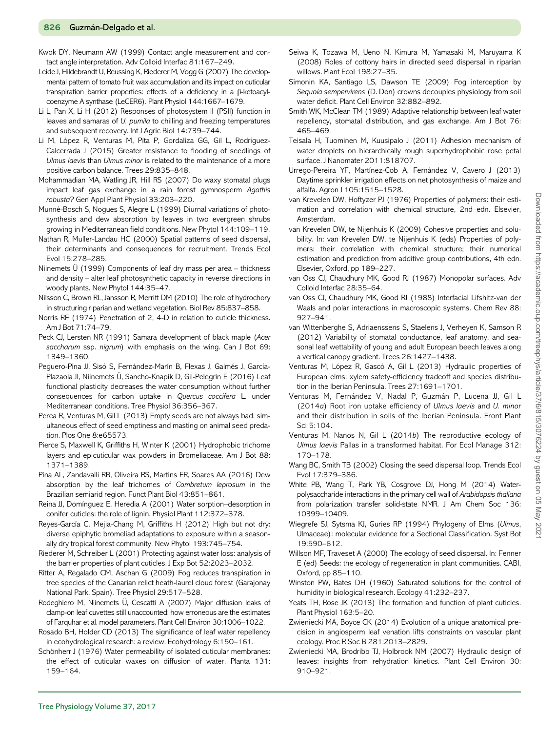Kwok DY, Neumann AW (1999) Contact angle measurement and contact angle interpretation. Adv Colloid Interfac 81:167–249.

Leide J, Hildebrandt U, Reussing K, Riederer M, Vogg G (2007) The developmental pattern of tomato fruit wax accumulation and its impact on cuticular transpiration barrier properties: effects of a deficiency in a β-ketoacyl-coenzyme A synthase (LeCER6). Plant Physiol 144:1667–1679.

Li L, Pan X, Li H (2012) Responses of photosystem II (PSII) function in leaves and samaras of *U. pumila* to chilling and freezing temperatures and subsequent recovery. Int J Agric Biol 14:739–744.

Li M, López R, Venturas M, Pita P, Gordaliza GG, Gil L, Rodríguez-Calcerrada J (2015) Greater resistance to flooding of seedlings of *Ulmus laevis* than *Ulmus minor* is related to the maintenance of a more positive carbon balance. Trees 29:835–848.

Mohammadian MA, Watling JR, Hill RS (2007) Do waxy stomatal plugs impact leaf gas exchange in a rain forest gymnosperm *Agathis robusta*? Gen Appl Plant Physiol 33:203–220.

Munné-Bosch S, Nogues S, Alegre L (1999) Diurnal variations of photosynthesis and dew absorption by leaves in two evergreen shrubs growing in Mediterranean field conditions. New Phytol 144:109–119.

Nathan R, Muller-Landau HC (2000) Spatial patterns of seed dispersal, their determinants and consequences for recruitment. Trends Ecol Evol 15:278–285.

Niinemets Ü (1999) Components of leaf dry mass per area – thickness and density – alter leaf photosynthetic capacity in reverse directions in woody plants. New Phytol 144:35–47.

Nilsson C, Brown RL, Jansson R, Merritt DM (2010) The role of hydrochory in structuring riparian and wetland vegetation. Biol Rev 85:837–858.

Norris RF (1974) Penetration of 2, 4-D in relation to cuticle thickness. Am J Bot 71:74–79.

Peck CJ, Lersten NR (1991) Samara development of black maple (*Acer saccharum* ssp. *nigrum*) with emphasis on the wing. Can J Bot 69: 1349–1360.

Peguero-Pina JJ, Sisó S, Fernández-Marín B, Flexas J, Galmés J, García-Plazaola JI, Niinemets Ü, Sancho-Knapik D, Gil-Pelegrín E (2016) Leaf functional plasticity decreases the water consumption without further consequences for carbon uptake in *Quercus coccifera* L. under Mediterranean conditions. Tree Physiol 36:356–367.

Perea R, Venturas M, Gil L (2013) Empty seeds are not always bad: simultaneous effect of seed emptiness and masting on animal seed predation. Plos One 8:e65573.

Pierce S, Maxwell K, Griffiths H, Winter K (2001) Hydrophobic trichome layers and epicuticular wax powders in Bromeliaceae. Am J Bot 88: 1371–1389.

Pina AL, Zandavalli RB, Oliveira RS, Martins FR, Soares AA (2016) Dew absorption by the leaf trichomes of *Combretum leprosum* in the Brazilian semiarid region. Funct Plant Biol 43:851–861.

Reina JJ, Domínguez E, Heredia A (2001) Water sorption–desorption in conifer cuticles: the role of lignin. Physiol Plant 112:372–378.

Reyes-García C, Mejia-Chang M, Griffiths H (2012) High but not dry: diverse epiphytic bromeliad adaptations to exposure within a seasonally dry tropical forest community. New Phytol 193:745–754.

Riederer M, Schreiber L (2001) Protecting against water loss: analysis of the barrier properties of plant cuticles. J Exp Bot 52:2023–2032.

Ritter A, Regalado CM, Aschan G (2009) Fog reduces transpiration in tree species of the Canarian relict heath-laurel cloud forest (Garajonay National Park, Spain). Tree Physiol 29:517–528.

Rodeghiero M, Niinemets Ü, Cescatti A (2007) Major diffusion leaks of clamp-on leaf cuvettes still unaccounted: how erroneous are the estimates of Farquhar et al. model parameters. Plant Cell Environ 30:1006–1022.

Rosado BH, Holder CD (2013) The significance of leaf water repellency in ecohydrological research: a review. Ecohydrology 6:150–161.

Schönherr J (1976) Water permeability of isolated cuticular membranes: the effect of cuticular waxes on diffusion of water. Planta 131: 159–164.

Seiwa K, Tozawa M, Ueno N, Kimura M, Yamasaki M, Maruyama K (2008) Roles of cottony hairs in directed seed dispersal in riparian willows. Plant Ecol 198:27–35.

Simonin KA, Santiago LS, Dawson TE (2009) Fog interception by *Sequoia sempervirens* (D. Don) crowns decouples physiology from soil water deficit. Plant Cell Environ 32:882–892.

Smith WK, McClean TM (1989) Adaptive relationship between leaf water repellency, stomatal distribution, and gas exchange. Am J Bot 76: 465–469.

Teisala H, Tuominen M, Kuusipalo J (2011) Adhesion mechanism of water droplets on hierarchically rough superhydrophobic rose petal surface. J Nanomater 2011:818707.

Urrego-Pereira YF, Martínez-Cob A, Fernández V, Cavero J (2013) Daytime sprinkler irrigation effects on net photosynthesis of maize and alfalfa. Agron J 105:1515–1528.

van Krevelen DW, Hoftyzer PJ (1976) Properties of polymers: their estimation and correlation with chemical structure, 2nd edn. Elsevier, Amsterdam.

van Krevelen DW, te Nijenhuis K (2009) Cohesive properties and solubility. In: van Krevelen DW, te Nijenhuis K (eds) Properties of polymers: their correlation with chemical structure; their numerical estimation and prediction from additive group contributions, 4th edn. Elsevier, Oxford, pp 189–227.

van Oss CJ, Chaudhury MK, Good RJ (1987) Monopolar surfaces. Adv Colloid Interfac 28:35–64.

van Oss CJ, Chaudhury MK, Good RJ (1988) Interfacial Lifshitz-van der Waals and polar interactions in macroscopic systems. Chem Rev 88: 927–941.

van Wittenberghe S, Adriaenssens S, Staelens J, Verheyen K, Samson R (2012) Variability of stomatal conductance, leaf anatomy, and seasonal leaf wettability of young and adult European beech leaves along a vertical canopy gradient. Trees 26:1427–1438.

Venturas M, López R, Gascó A, Gil L (2013) Hydraulic properties of European elms: xylem safety-efficiency tradeoff and species distribution in the Iberian Peninsula. Trees 27:1691–1701.

Venturas M, Fernández V, Nadal P, Guzmán P, Lucena JJ, Gil L (2014*a*) Root iron uptake efficiency of *Ulmus laevis* and *U. minor* and their distribution in soils of the Iberian Peninsula. Front Plant Sci 5:104.

Venturas M, Nanos N, Gil L (2014*b*) The reproductive ecology of *Ulmus laevis* Pallas in a transformed habitat. For Ecol Manage 312: 170–178.

Wang BC, Smith TB (2002) Closing the seed dispersal loop. Trends Ecol Evol 17:379–386.

White PB, Wang T, Park YB, Cosgrove DJ, Hong M (2014) Water-polysaccharide interactions in the primary cell wall of *Arabidopsis thaliana* from polarization transfer solid-state NMR. J Am Chem Soc 136: 10399–10409.

Wiegrefe SJ, Sytsma KJ, Guries RP (1994) Phylogeny of Elms (*Ulmus*, Ulmaceae): molecular evidence for a Sectional Classification. Syst Bot 19:590–612.

Willson MF, Traveset A (2000) The ecology of seed dispersal. In: Fenner E (ed) Seeds: the ecology of regeneration in plant communities. CABI, Oxford, pp 85–110.

Winston PW, Bates DH (1960) Saturated solutions for the control of humidity in biological research. Ecology 41:232–237.

Yeats TH, Rose JK (2013) The formation and function of plant cuticles. Plant Physiol 163:5–20.

Zwieniecki MA, Boyce CK (2014) Evolution of a unique anatomical precision in angiosperm leaf venation lifts constraints on vascular plant ecology. Proc R Soc B 281:2013–2829.

Zwieniecki MA, Brodribb TJ, Holbrook NM (2007) Hydraulic design of leaves: insights from rehydration kinetics. Plant Cell Environ 30: 910–921.